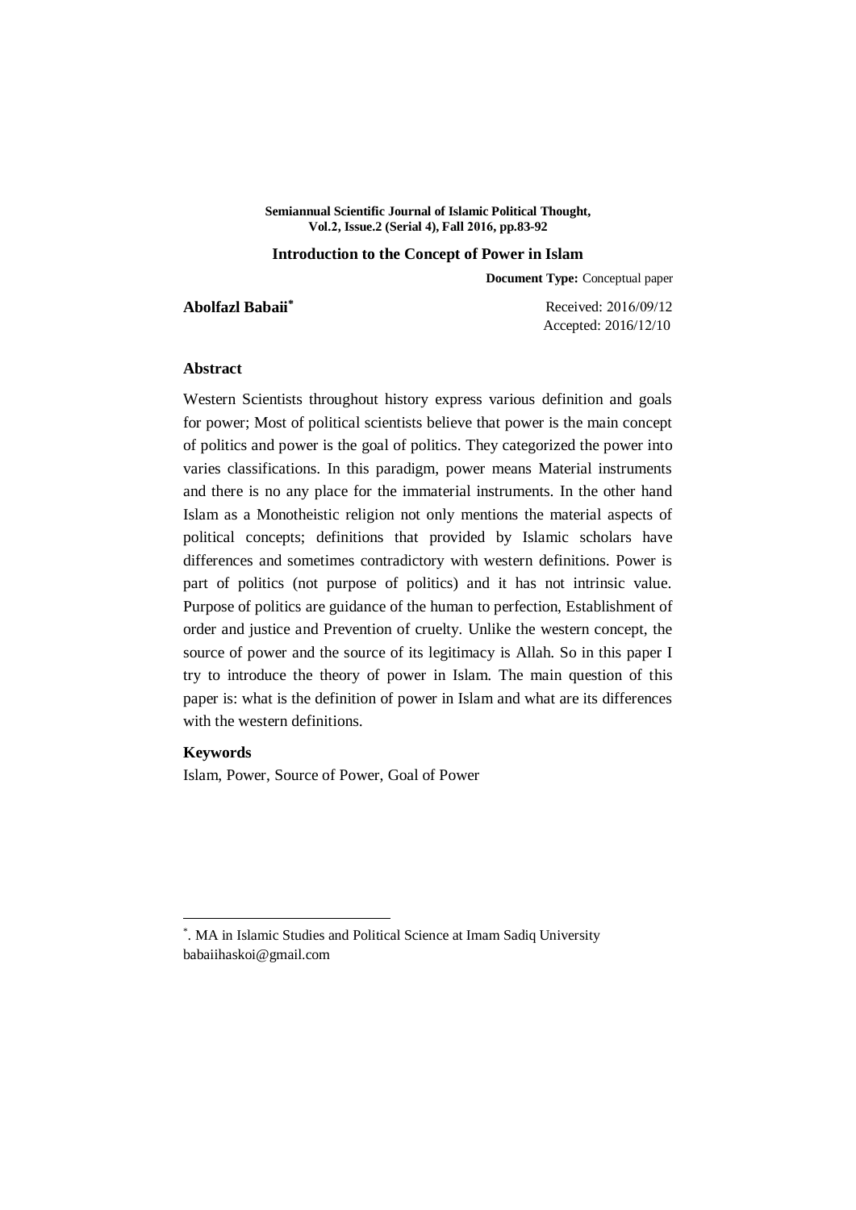**Semiannual Scientific Journal of Islamic Political Thought, Vol.2, Issue.2 (Serial 4), Fall 2016, pp.83-92**

# Introduction to the Concept of Power in Islam

**Document Type:** Conceptual paper

**Abolfazl Babaii***

Received: 2016/09/12
Accepted: 2016/12/10

## Abstract

Western Scientists throughout history express various definition and goals for power; Most of political scientists believe that power is the main concept of politics and power is the goal of politics. They categorized the power into varies classifications. In this paradigm, power means Material instruments and there is no any place for the immaterial instruments. In the other hand Islam as a Monotheistic religion not only mentions the material aspects of political concepts; definitions that provided by Islamic scholars have differences and sometimes contradictory with western definitions. Power is part of politics (not purpose of politics) and it has not intrinsic value. Purpose of politics are guidance of the human to perfection, Establishment of order and justice and Prevention of cruelty. Unlike the western concept, the source of power and the source of its legitimacy is Allah. So in this paper I try to introduce the theory of power in Islam. The main question of this paper is: what is the definition of power in Islam and what are its differences with the western definitions.

## Keywords

Islam, Power, Source of Power, Goal of Power

---

*. MA in Islamic Studies and Political Science at Imam Sadiq University
babaiihaskoi@gmail.com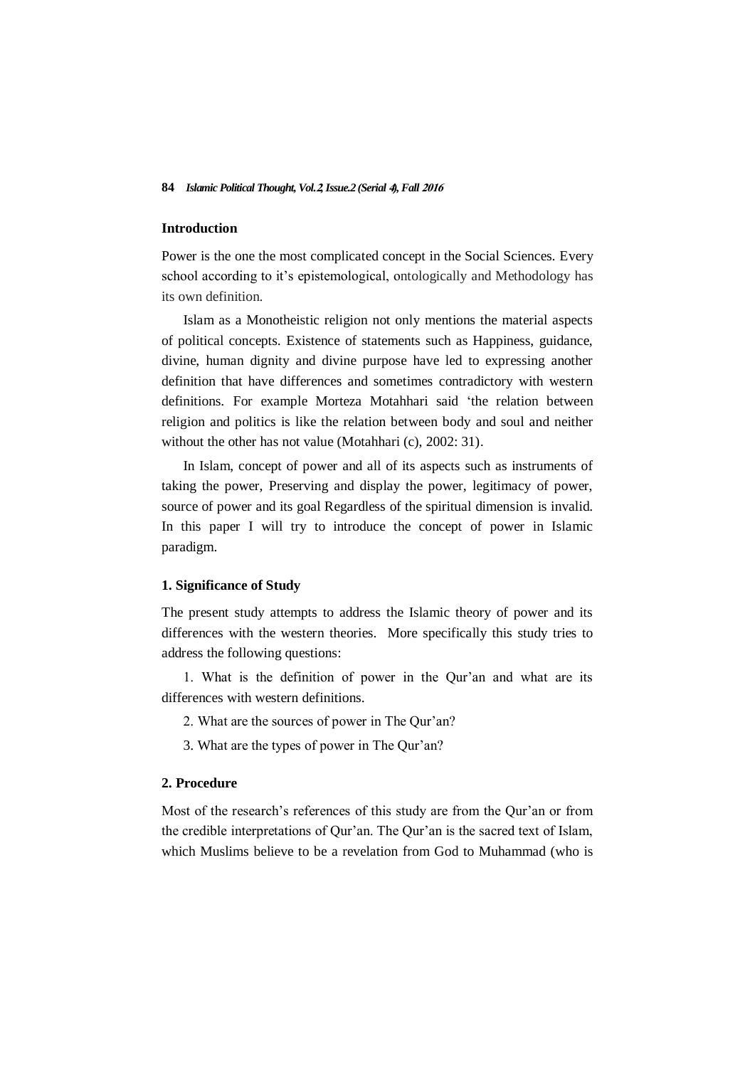## Introduction

Power is the one the most complicated concept in the Social Sciences. Every school according to it's epistemological, ontologically and Methodology has its own definition.

Islam as a Monotheistic religion not only mentions the material aspects of political concepts. Existence of statements such as Happiness, guidance, divine, human dignity and divine purpose have led to expressing another definition that have differences and sometimes contradictory with western definitions. For example Morteza Motahhari said 'the relation between religion and politics is like the relation between body and soul and neither without the other has not value (Motahhari (c), 2002: 31).

In Islam, concept of power and all of its aspects such as instruments of taking the power, Preserving and display the power, legitimacy of power, source of power and its goal Regardless of the spiritual dimension is invalid. In this paper I will try to introduce the concept of power in Islamic paradigm.

### 1. Significance of Study

The present study attempts to address the Islamic theory of power and its differences with the western theories. More specifically this study tries to address the following questions:

1. What is the definition of power in the Qur'an and what are its differences with western definitions.
2. What are the sources of power in The Qur'an?
3. What are the types of power in The Qur'an?

### 2. Procedure

Most of the research's references of this study are from the Qur'an or from the credible interpretations of Qur'an. The Qur'an is the sacred text of Islam, which Muslims believe to be a revelation from God to Muhammad (who is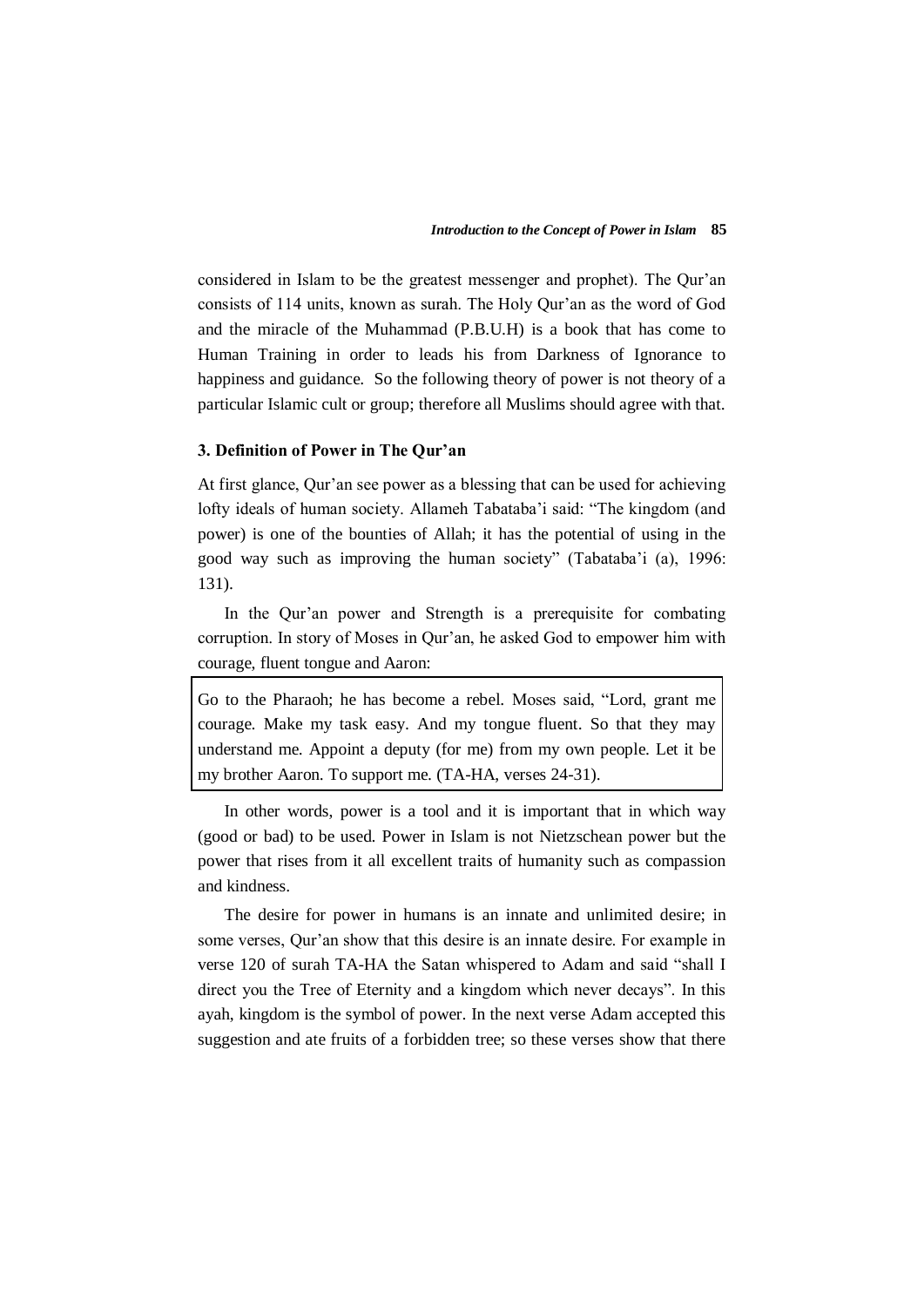considered in Islam to be the greatest messenger and prophet). The Qur'an consists of 114 units, known as surah. The Holy Qur'an as the word of God and the miracle of the Muhammad (P.B.U.H) is a book that has come to Human Training in order to leads his from Darkness of Ignorance to happiness and guidance. So the following theory of power is not theory of a particular Islamic cult or group; therefore all Muslims should agree with that.

### 3. Definition of Power in The Qur'an

At first glance, Qur'an see power as a blessing that can be used for achieving lofty ideals of human society. Allameh Tabataba'i said: "The kingdom (and power) is one of the bounties of Allah; it has the potential of using in the good way such as improving the human society" (Tabataba'i (a), 1996: 131).

In the Qur'an power and Strength is a prerequisite for combating corruption. In story of Moses in Qur'an, he asked God to empower him with courage, fluent tongue and Aaron:

> Go to the Pharaoh; he has become a rebel. Moses said, "Lord, grant me courage. Make my task easy. And my tongue fluent. So that they may understand me. Appoint a deputy (for me) from my own people. Let it be my brother Aaron. To support me. (TA-HA, verses 24-31).

In other words, power is a tool and it is important that in which way (good or bad) to be used. Power in Islam is not Nietzschean power but the power that rises from it all excellent traits of humanity such as compassion and kindness.

The desire for power in humans is an innate and unlimited desire; in some verses, Qur'an show that this desire is an innate desire. For example in verse 120 of surah TA-HA the Satan whispered to Adam and said "shall I direct you the Tree of Eternity and a kingdom which never decays". In this ayah, kingdom is the symbol of power. In the next verse Adam accepted this suggestion and ate fruits of a forbidden tree; so these verses show that there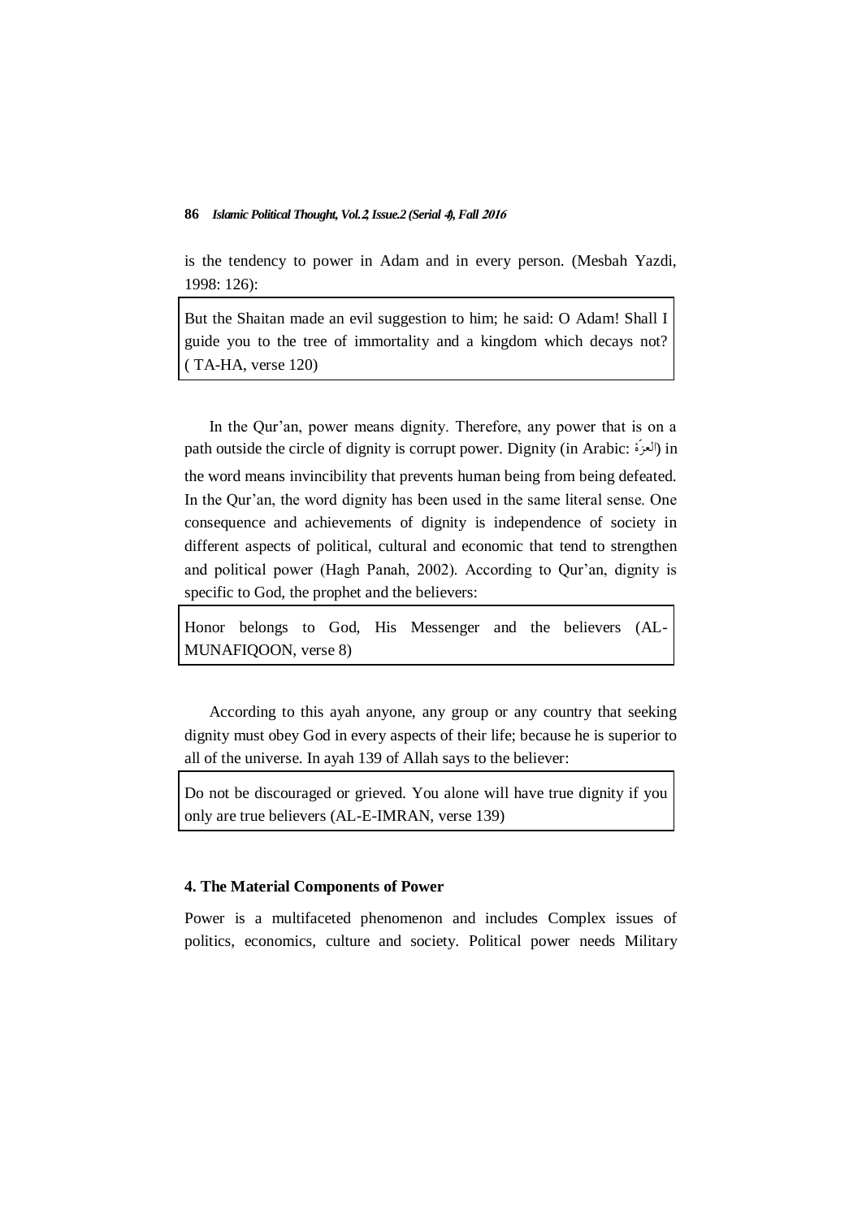is the tendency to power in Adam and in every person. (Mesbah Yazdi, 1998: 126):

> But the Shaitan made an evil suggestion to him; he said: O Adam! Shall I guide you to the tree of immortality and a kingdom which decays not? ( TA-HA, verse 120)

In the Qur'an, power means dignity. Therefore, any power that is on a path outside the circle of dignity is corrupt power. Dignity (in Arabic: العِزَّةُ) in the word means invincibility that prevents human being from being defeated. In the Qur'an, the word dignity has been used in the same literal sense. One consequence and achievements of dignity is independence of society in different aspects of political, cultural and economic that tend to strengthen and political power (Hagh Panah, 2002). According to Qur'an, dignity is specific to God, the prophet and the believers:

> Honor belongs to God, His Messenger and the believers (AL-MUNAFIQOON, verse 8)

According to this ayah anyone, any group or any country that seeking dignity must obey God in every aspects of their life; because he is superior to all of the universe. In ayah 139 of Allah says to the believer:

> Do not be discouraged or grieved. You alone will have true dignity if you only are true believers (AL-E-IMRAN, verse 139)

### 4. The Material Components of Power

Power is a multifaceted phenomenon and includes Complex issues of politics, economics, culture and society. Political power needs Military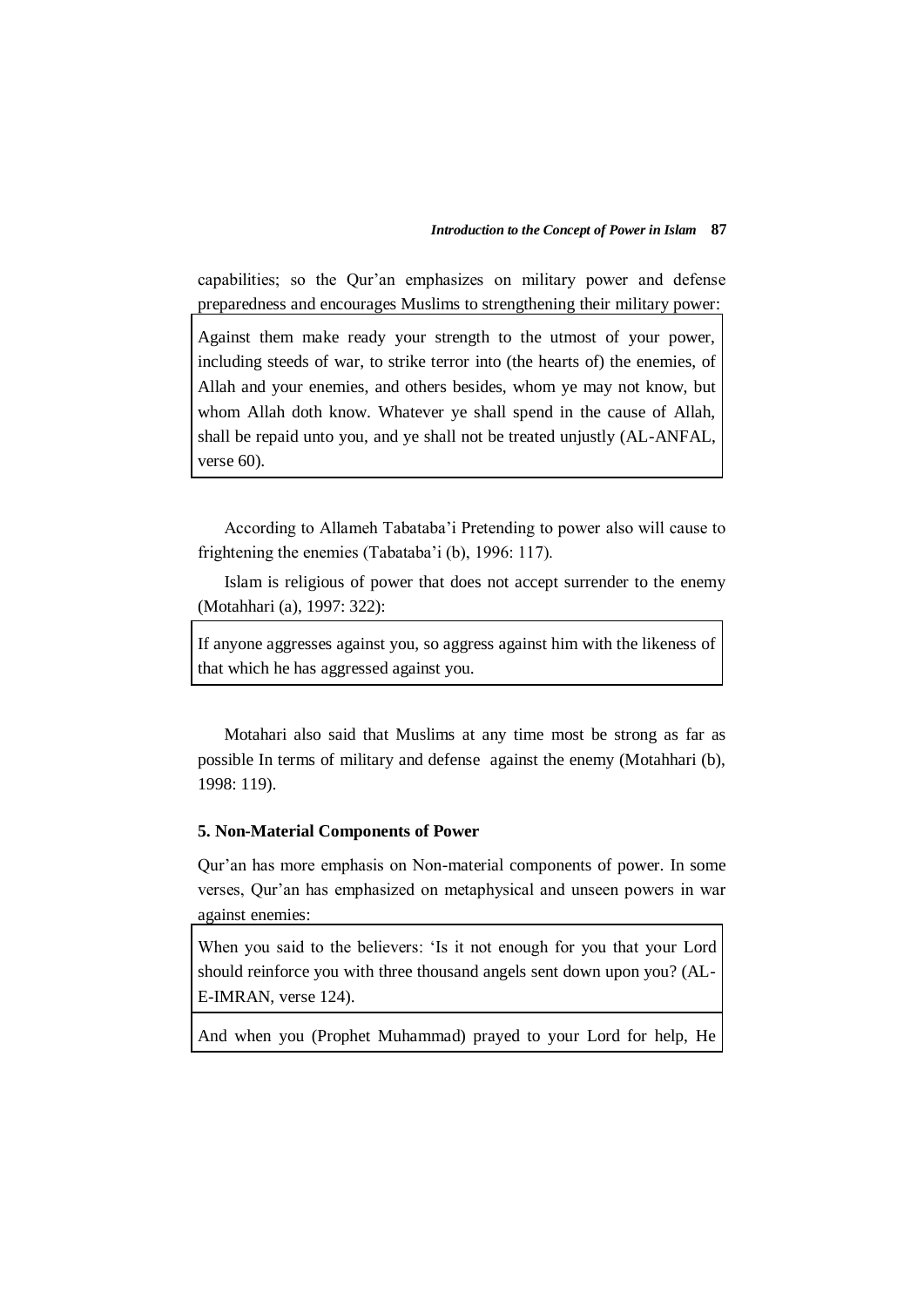capabilities; so the Qur'an emphasizes on military power and defense preparedness and encourages Muslims to strengthening their military power:

> Against them make ready your strength to the utmost of your power, including steeds of war, to strike terror into (the hearts of) the enemies, of Allah and your enemies, and others besides, whom ye may not know, but whom Allah doth know. Whatever ye shall spend in the cause of Allah, shall be repaid unto you, and ye shall not be treated unjustly (AL-ANFAL, verse 60).

According to Allameh Tabataba'i Pretending to power also will cause to frightening the enemies (Tabataba'i (b), 1996: 117).

Islam is religious of power that does not accept surrender to the enemy (Motahhari (a), 1997: 322):

> If anyone aggresses against you, so aggress against him with the likeness of that which he has aggressed against you.

Motahari also said that Muslims at any time most be strong as far as possible In terms of military and defense against the enemy (Motahhari (b), 1998: 119).

### 5. Non-Material Components of Power

Qur'an has more emphasis on Non-material components of power. In some verses, Qur'an has emphasized on metaphysical and unseen powers in war against enemies:

> When you said to the believers: 'Is it not enough for you that your Lord should reinforce you with three thousand angels sent down upon you? (AL-E-IMRAN, verse 124).

> And when you (Prophet Muhammad) prayed to your Lord for help, He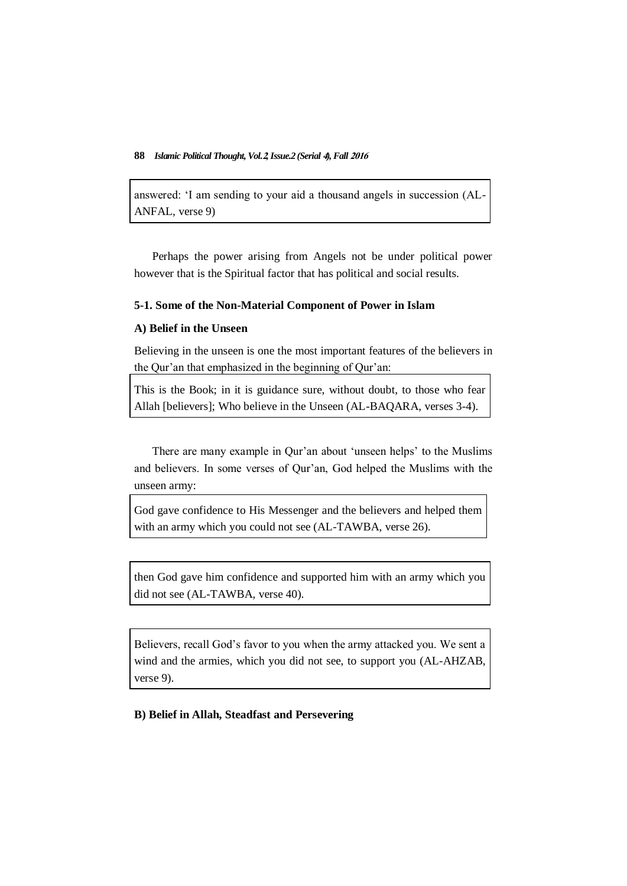answered: 'I am sending to your aid a thousand angels in succession (AL-ANFAL, verse 9)

Perhaps the power arising from Angels not be under political power however that is the Spiritual factor that has political and social results.

### 5-1. Some of the Non-Material Component of Power in Islam

#### A) Belief in the Unseen

Believing in the unseen is one the most important features of the believers in the Qur'an that emphasized in the beginning of Qur'an:

> This is the Book; in it is guidance sure, without doubt, to those who fear Allah [believers]; Who believe in the Unseen (AL-BAQARA, verses 3-4).

There are many example in Qur'an about 'unseen helps' to the Muslims and believers. In some verses of Qur'an, God helped the Muslims with the unseen army:

> God gave confidence to His Messenger and the believers and helped them with an army which you could not see (AL-TAWBA, verse 26).

> then God gave him confidence and supported him with an army which you did not see (AL-TAWBA, verse 40).

> Believers, recall God's favor to you when the army attacked you. We sent a wind and the armies, which you did not see, to support you (AL-AHZAB, verse 9).

#### B) Belief in Allah, Steadfast and Persevering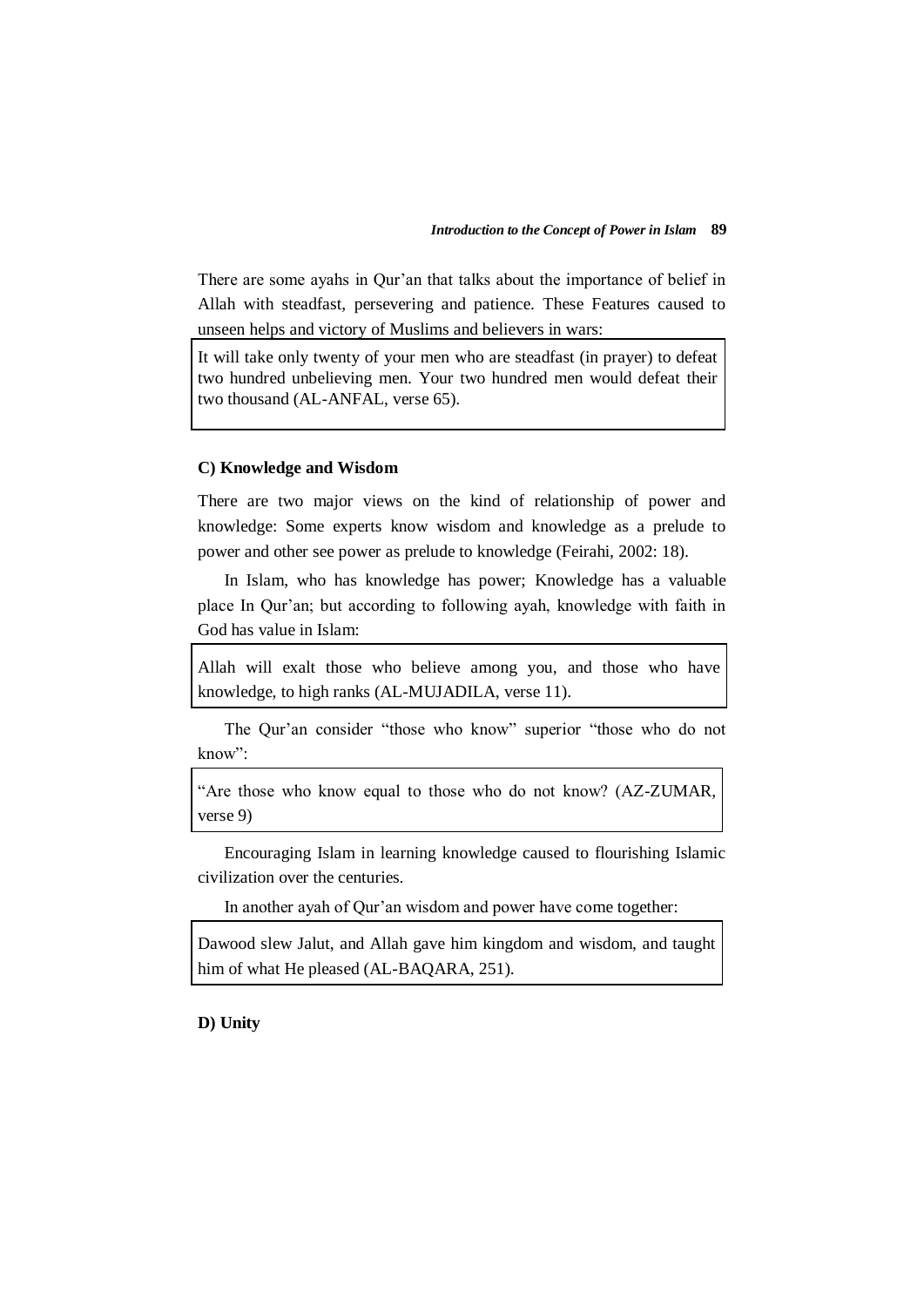There are some ayahs in Qur'an that talks about the importance of belief in Allah with steadfast, persevering and patience. These Features caused to unseen helps and victory of Muslims and believers in wars:

> It will take only twenty of your men who are steadfast (in prayer) to defeat two hundred unbelieving men. Your two hundred men would defeat their two thousand (AL-ANFAL, verse 65).

**C) Knowledge and Wisdom**

There are two major views on the kind of relationship of power and knowledge: Some experts know wisdom and knowledge as a prelude to power and other see power as prelude to knowledge (Feirahi, 2002: 18).

In Islam, who has knowledge has power; Knowledge has a valuable place In Qur'an; but according to following ayah, knowledge with faith in God has value in Islam:

> Allah will exalt those who believe among you, and those who have knowledge, to high ranks (AL-MUJADILA, verse 11).

The Qur'an consider "those who know" superior "those who do not know":

> "Are those who know equal to those who do not know? (AZ-ZUMAR, verse 9)

Encouraging Islam in learning knowledge caused to flourishing Islamic civilization over the centuries.

In another ayah of Qur'an wisdom and power have come together:

> Dawood slew Jalut, and Allah gave him kingdom and wisdom, and taught him of what He pleased (AL-BAQARA, 251).

**D) Unity**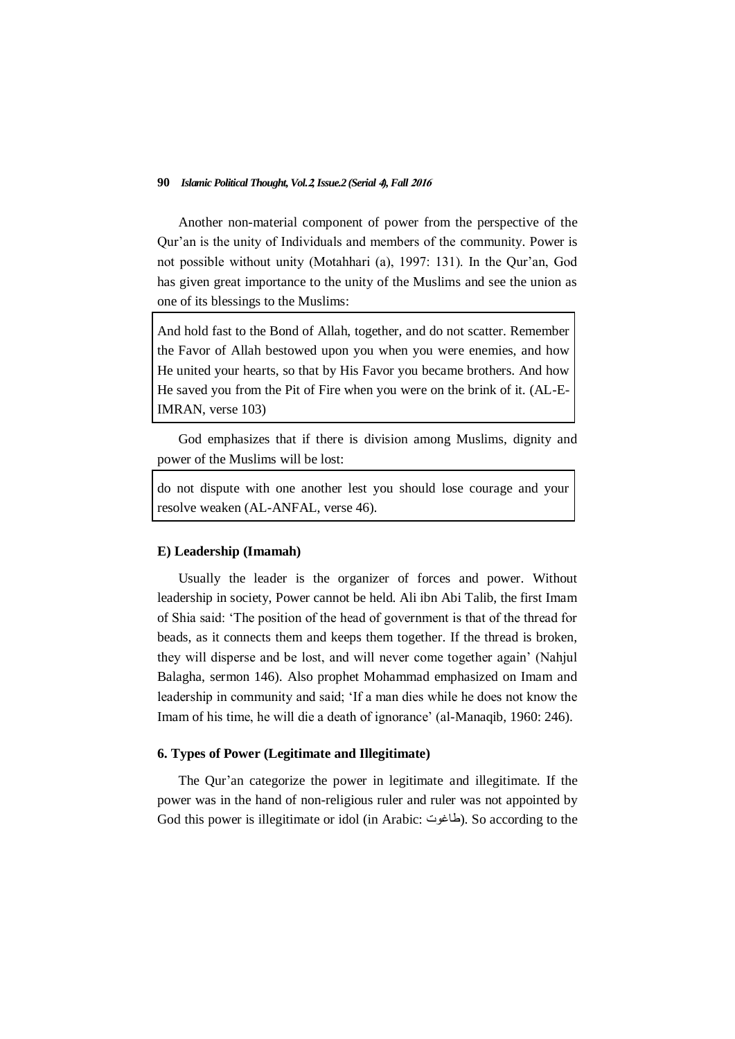Another non-material component of power from the perspective of the Qur'an is the unity of Individuals and members of the community. Power is not possible without unity (Motahhari (a), 1997: 131). In the Qur'an, God has given great importance to the unity of the Muslims and see the union as one of its blessings to the Muslims:

> And hold fast to the Bond of Allah, together, and do not scatter. Remember the Favor of Allah bestowed upon you when you were enemies, and how He united your hearts, so that by His Favor you became brothers. And how He saved you from the Pit of Fire when you were on the brink of it. (AL-E-IMRAN, verse 103)

God emphasizes that if there is division among Muslims, dignity and power of the Muslims will be lost:

> do not dispute with one another lest you should lose courage and your resolve weaken (AL-ANFAL, verse 46).

#### E) Leadership (Imamah)

Usually the leader is the organizer of forces and power. Without leadership in society, Power cannot be held. Ali ibn Abi Talib, the first Imam of Shia said: 'The position of the head of government is that of the thread for beads, as it connects them and keeps them together. If the thread is broken, they will disperse and be lost, and will never come together again' (Nahjul Balagha, sermon 146). Also prophet Mohammad emphasized on Imam and leadership in community and said; 'If a man dies while he does not know the Imam of his time, he will die a death of ignorance' (al-Manaqib, 1960: 246).

### 6. Types of Power (Legitimate and Illegitimate)

The Qur'an categorize the power in legitimate and illegitimate. If the power was in the hand of non-religious ruler and ruler was not appointed by God this power is illegitimate or idol (in Arabic: طاغوت). So according to the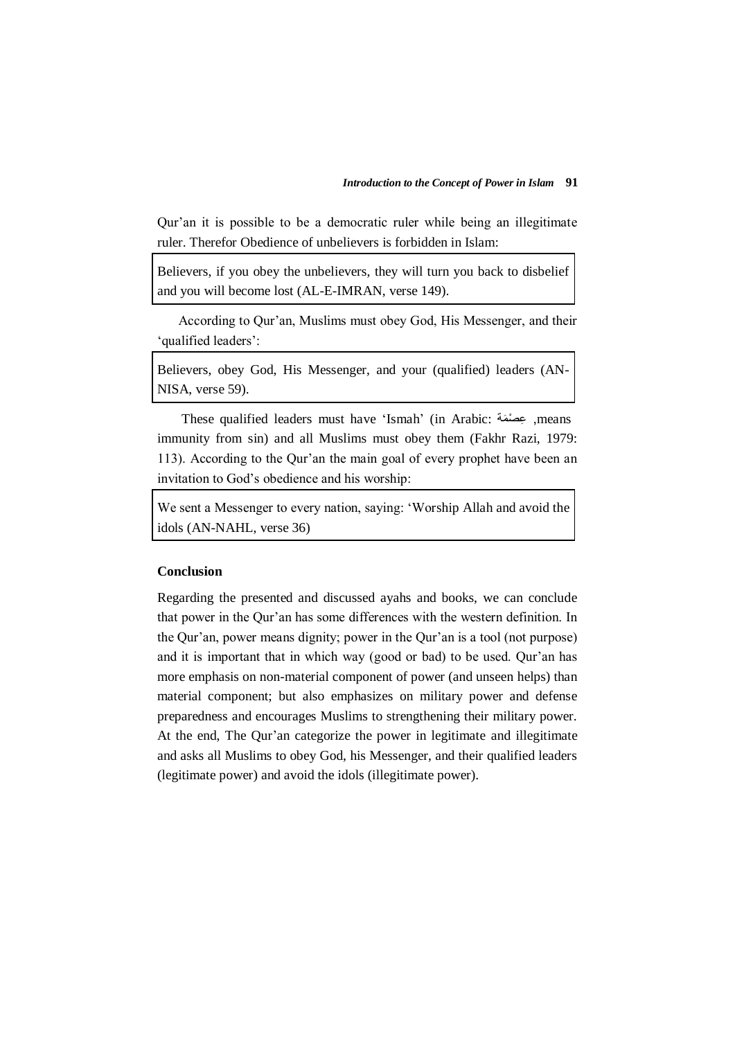Qur'an it is possible to be a democratic ruler while being an illegitimate ruler. Therefor Obedience of unbelievers is forbidden in Islam:

> Believers, if you obey the unbelievers, they will turn you back to disbelief and you will become lost (AL-E-IMRAN, verse 149).

According to Qur'an, Muslims must obey God, His Messenger, and their 'qualified leaders':

> Believers, obey God, His Messenger, and your (qualified) leaders (AN-NISA, verse 59).

These qualified leaders must have 'Ismah' (in Arabic: عِصْمَة ,means immunity from sin) and all Muslims must obey them (Fakhr Razi, 1979: 113). According to the Qur'an the main goal of every prophet have been an invitation to God's obedience and his worship:

> We sent a Messenger to every nation, saying: 'Worship Allah and avoid the idols (AN-NAHL, verse 36)

**Conclusion**

Regarding the presented and discussed ayahs and books, we can conclude that power in the Qur'an has some differences with the western definition. In the Qur'an, power means dignity; power in the Qur'an is a tool (not purpose) and it is important that in which way (good or bad) to be used. Qur'an has more emphasis on non-material component of power (and unseen helps) than material component; but also emphasizes on military power and defense preparedness and encourages Muslims to strengthening their military power. At the end, The Qur'an categorize the power in legitimate and illegitimate and asks all Muslims to obey God, his Messenger, and their qualified leaders (legitimate power) and avoid the idols (illegitimate power).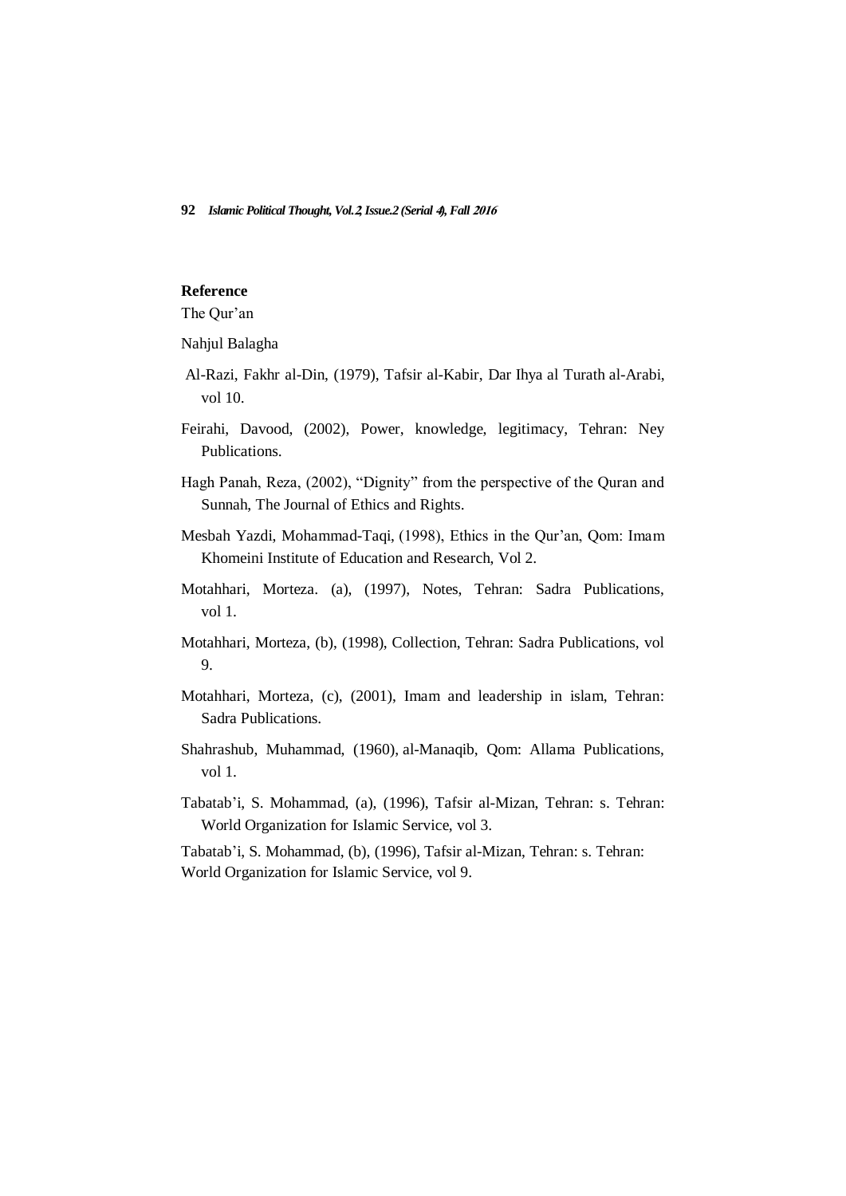## Reference

The Qur'an

Nahjul Balagha

Al-Razi, Fakhr al-Din, (1979), Tafsir al-Kabir, Dar Ihya al Turath al-Arabi, vol 10.

Feirahi, Davood, (2002), Power, knowledge, legitimacy, Tehran: Ney Publications.

Hagh Panah, Reza, (2002), "Dignity" from the perspective of the Quran and Sunnah, The Journal of Ethics and Rights.

Mesbah Yazdi, Mohammad-Taqi, (1998), Ethics in the Qur'an, Qom: Imam Khomeini Institute of Education and Research, Vol 2.

Motahhari, Morteza. (a), (1997), Notes, Tehran: Sadra Publications, vol 1.

Motahhari, Morteza, (b), (1998), Collection, Tehran: Sadra Publications, vol 9.

Motahhari, Morteza, (c), (2001), Imam and leadership in islam, Tehran: Sadra Publications.

Shahrashub, Muhammad, (1960), al-Manaqib, Qom: Allama Publications, vol 1.

Tabatab'i, S. Mohammad, (a), (1996), Tafsir al-Mizan, Tehran: s. Tehran: World Organization for Islamic Service, vol 3.

Tabatab'i, S. Mohammad, (b), (1996), Tafsir al-Mizan, Tehran: s. Tehran: World Organization for Islamic Service, vol 9.